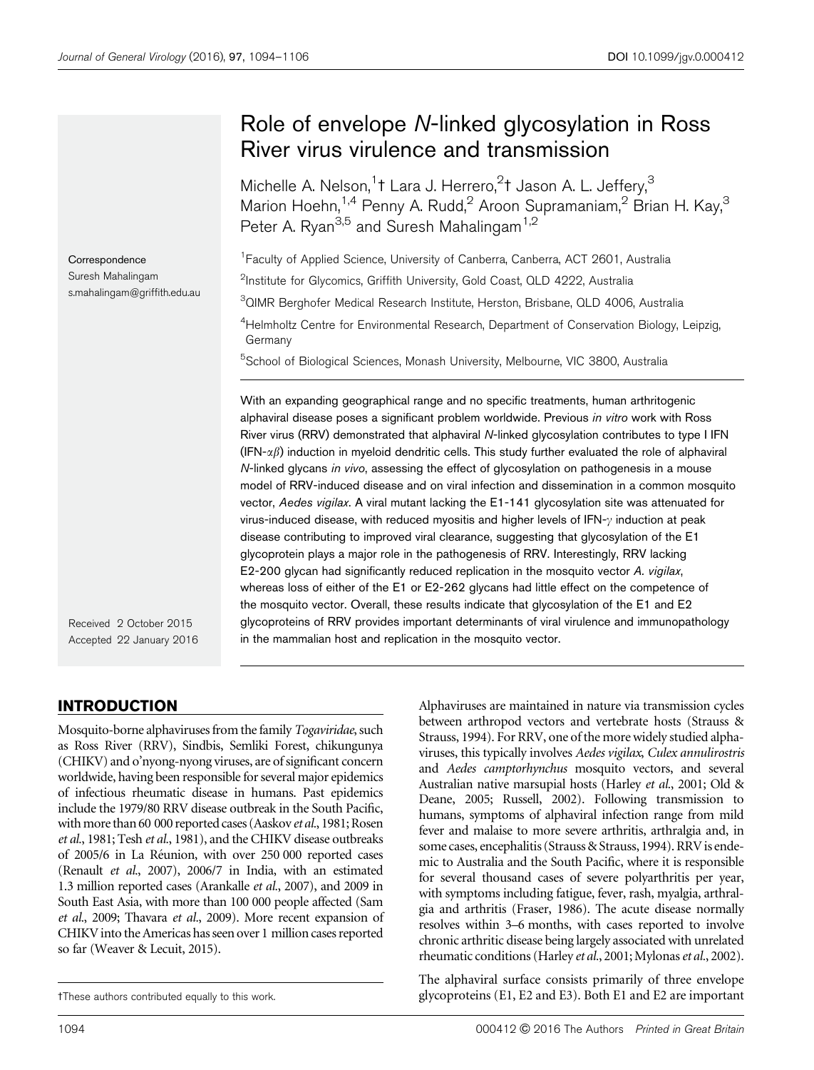# Role of envelope *N*-linked glycosylation in Ross River virus virulence and transmission

Michelle A. Nelson,[1]† Lara J. Herrero,[2]† Jason A. L. Jeffery,[3] Marion Hoehn,[1,4] Penny A. Rudd,[2] Aroon Supramaniam,[2] Brian H. Kay,[3] Peter A. Ryan[3,5] and Suresh Mahalingam[1,2]

[1]Faculty of Applied Science, University of Canberra, Canberra, ACT 2601, Australia

[2]Institute for Glycomics, Griffith University, Gold Coast, QLD 4222, Australia

[3]QIMR Berghofer Medical Research Institute, Herston, Brisbane, QLD 4006, Australia

[4]Helmholtz Centre for Environmental Research, Department of Conservation Biology, Leipzig, Germany

[5]School of Biological Sciences, Monash University, Melbourne, VIC 3800, Australia

Correspondence
Suresh Mahalingam
s.mahalingam@griffith.edu.au

Received 2 October 2015
Accepted 22 January 2016

With an expanding geographical range and no specific treatments, human arthritogenic alphaviral disease poses a significant problem worldwide. Previous *in vitro* work with Ross River virus (RRV) demonstrated that alphaviral *N*-linked glycosylation contributes to type I IFN (IFN-$\alpha\beta$) induction in myeloid dendritic cells. This study further evaluated the role of alphaviral *N*-linked glycans *in vivo*, assessing the effect of glycosylation on pathogenesis in a mouse model of RRV-induced disease and on viral infection and dissemination in a common mosquito vector, *Aedes vigilax*. A viral mutant lacking the E1-141 glycosylation site was attenuated for virus-induced disease, with reduced myositis and higher levels of IFN-$\gamma$ induction at peak disease contributing to improved viral clearance, suggesting that glycosylation of the E1 glycoprotein plays a major role in the pathogenesis of RRV. Interestingly, RRV lacking E2-200 glycan had significantly reduced replication in the mosquito vector *A. vigilax*, whereas loss of either of the E1 or E2-262 glycans had little effect on the competence of the mosquito vector. Overall, these results indicate that glycosylation of the E1 and E2 glycoproteins of RRV provides important determinants of viral virulence and immunopathology in the mammalian host and replication in the mosquito vector.

## INTRODUCTION

Mosquito-borne alphaviruses from the family *Togaviridae*, such as Ross River (RRV), Sindbis, Semliki Forest, chikungunya (CHIKV) and o'nyong-nyong viruses, are of significant concern worldwide, having been responsible for several major epidemics of infectious rheumatic disease in humans. Past epidemics include the 1979/80 RRV disease outbreak in the South Pacific, with more than 60 000 reported cases (Aaskov *et al.*, 1981; Rosen *et al.*, 1981; Tesh *et al.*, 1981), and the CHIKV disease outbreaks of 2005/6 in La Réunion, with over 250 000 reported cases (Renault *et al.*, 2007), 2006/7 in India, with an estimated 1.3 million reported cases (Arankalle *et al.*, 2007), and 2009 in South East Asia, with more than 100 000 people affected (Sam *et al.*, 2009; Thavara *et al.*, 2009). More recent expansion of CHIKV into the Americas has seen over 1 million cases reported so far (Weaver & Lecuit, 2015).

Alphaviruses are maintained in nature via transmission cycles between arthropod vectors and vertebrate hosts (Strauss & Strauss, 1994). For RRV, one of the more widely studied alphaviruses, this typically involves *Aedes vigilax*, *Culex annulirostris* and *Aedes camptorhynchus* mosquito vectors, and several Australian native marsupial hosts (Harley *et al.*, 2001; Old & Deane, 2005; Russell, 2002). Following transmission to humans, symptoms of alphaviral infection range from mild fever and malaise to more severe arthritis, arthralgia and, in some cases, encephalitis (Strauss & Strauss, 1994). RRV is endemic to Australia and the South Pacific, where it is responsible for several thousand cases of severe polyarthritis per year, with symptoms including fatigue, fever, rash, myalgia, arthralgia and arthritis (Fraser, 1986). The acute disease normally resolves within 3–6 months, with cases reported to involve chronic arthritic disease being largely associated with unrelated rheumatic conditions (Harley *et al.*, 2001; Mylonas *et al.*, 2002).

The alphaviral surface consists primarily of three envelope glycoproteins (E1, E2 and E3). Both E1 and E2 are important

†These authors contributed equally to this work.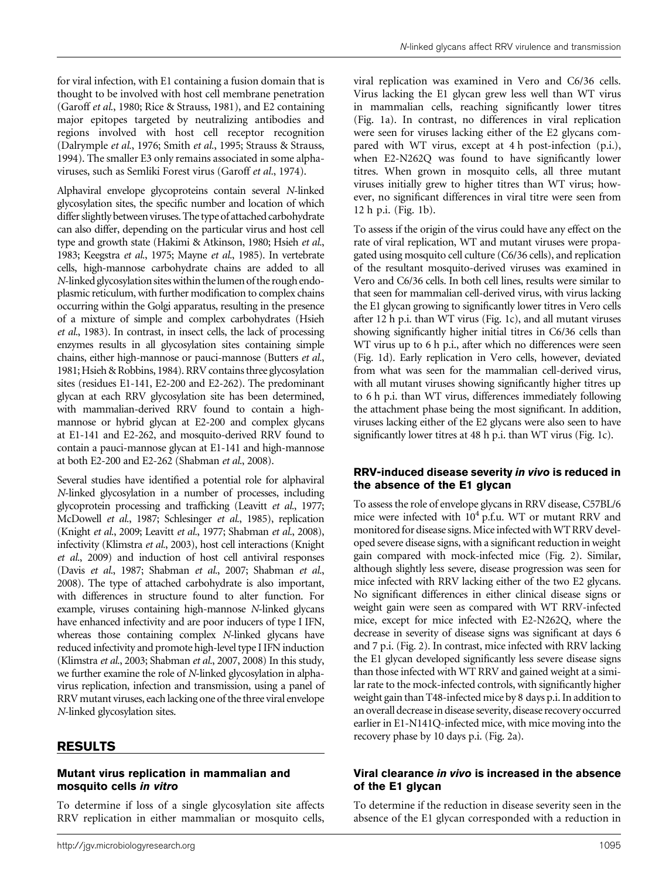for viral infection, with E1 containing a fusion domain that is thought to be involved with host cell membrane penetration (Garoff *et al.*, 1980; Rice & Strauss, 1981), and E2 containing major epitopes targeted by neutralizing antibodies and regions involved with host cell receptor recognition (Dalrymple *et al.*, 1976; Smith *et al.*, 1995; Strauss & Strauss, 1994). The smaller E3 only remains associated in some alphaviruses, such as Semliki Forest virus (Garoff *et al.*, 1974).

Alphaviral envelope glycoproteins contain several *N*-linked glycosylation sites, the specific number and location of which differ slightly between viruses. The type of attached carbohydrate can also differ, depending on the particular virus and host cell type and growth state (Hakimi & Atkinson, 1980; Hsieh *et al.*, 1983; Keegstra *et al.*, 1975; Mayne *et al.*, 1985). In vertebrate cells, high-mannose carbohydrate chains are added to all *N*-linked glycosylation sites within the lumen of the rough endoplasmic reticulum, with further modification to complex chains occurring within the Golgi apparatus, resulting in the presence of a mixture of simple and complex carbohydrates (Hsieh *et al.*, 1983). In contrast, in insect cells, the lack of processing enzymes results in all glycosylation sites containing simple chains, either high-mannose or pauci-mannose (Butters *et al.*, 1981; Hsieh & Robbins, 1984). RRV contains three glycosylation sites (residues E1-141, E2-200 and E2-262). The predominant glycan at each RRV glycosylation site has been determined, with mammalian-derived RRV found to contain a high-mannose or hybrid glycan at E2-200 and complex glycans at E1-141 and E2-262, and mosquito-derived RRV found to contain a pauci-mannose glycan at E1-141 and high-mannose at both E2-200 and E2-262 (Shabman *et al.*, 2008).

Several studies have identified a potential role for alphaviral *N*-linked glycosylation in a number of processes, including glycoprotein processing and trafficking (Leavitt *et al.*, 1977; McDowell *et al.*, 1987; Schlesinger *et al.*, 1985), replication (Knight *et al.*, 2009; Leavitt *et al.*, 1977; Shabman *et al.*, 2008), infectivity (Klimstra *et al.*, 2003), host cell interactions (Knight *et al.*, 2009) and induction of host cell antiviral responses (Davis *et al.*, 1987; Shabman *et al.*, 2007; Shabman *et al.*, 2008). The type of attached carbohydrate is also important, with differences in structure found to alter function. For example, viruses containing high-mannose *N*-linked glycans have enhanced infectivity and are poor inducers of type I IFN, whereas those containing complex *N*-linked glycans have reduced infectivity and promote high-level type I IFN induction (Klimstra *et al.*, 2003; Shabman *et al.*, 2007, 2008) In this study, we further examine the role of *N*-linked glycosylation in alphavirus replication, infection and transmission, using a panel of RRV mutant viruses, each lacking one of the three viral envelope *N*-linked glycosylation sites.

## RESULTS

### Mutant virus replication in mammalian and mosquito cells *in vitro*

To determine if loss of a single glycosylation site affects RRV replication in either mammalian or mosquito cells, viral replication was examined in Vero and C6/36 cells. Virus lacking the E1 glycan grew less well than WT virus in mammalian cells, reaching significantly lower titres (Fig. 1a). In contrast, no differences in viral replication were seen for viruses lacking either of the E2 glycans compared with WT virus, except at 4 h post-infection (p.i.), when E2-N262Q was found to have significantly lower titres. When grown in mosquito cells, all three mutant viruses initially grew to higher titres than WT virus; however, no significant differences in viral titre were seen from 12 h p.i. (Fig. 1b).

To assess if the origin of the virus could have any effect on the rate of viral replication, WT and mutant viruses were propagated using mosquito cell culture (C6/36 cells), and replication of the resultant mosquito-derived viruses was examined in Vero and C6/36 cells. In both cell lines, results were similar to that seen for mammalian cell-derived virus, with virus lacking the E1 glycan growing to significantly lower titres in Vero cells after 12 h p.i. than WT virus (Fig. 1c), and all mutant viruses showing significantly higher initial titres in C6/36 cells than WT virus up to 6 h p.i., after which no differences were seen (Fig. 1d). Early replication in Vero cells, however, deviated from what was seen for the mammalian cell-derived virus, with all mutant viruses showing significantly higher titres up to 6 h p.i. than WT virus, differences immediately following the attachment phase being the most significant. In addition, viruses lacking either of the E2 glycans were also seen to have significantly lower titres at 48 h p.i. than WT virus (Fig. 1c).

### RRV-induced disease severity *in vivo* is reduced in the absence of the E1 glycan

To assess the role of envelope glycans in RRV disease, C57BL/6 mice were infected with $10^4$ p.f.u. WT or mutant RRV and monitored for disease signs. Mice infected with WT RRV developed severe disease signs, with a significant reduction in weight gain compared with mock-infected mice (Fig. 2). Similar, although slightly less severe, disease progression was seen for mice infected with RRV lacking either of the two E2 glycans. No significant differences in either clinical disease signs or weight gain were seen as compared with WT RRV-infected mice, except for mice infected with E2-N262Q, where the decrease in severity of disease signs was significant at days 6 and 7 p.i. (Fig. 2). In contrast, mice infected with RRV lacking the E1 glycan developed significantly less severe disease signs than those infected with WT RRV and gained weight at a similar rate to the mock-infected controls, with significantly higher weight gain than T48-infected mice by 8 days p.i. In addition to an overall decrease in disease severity, disease recovery occurred earlier in E1-N141Q-infected mice, with mice moving into the recovery phase by 10 days p.i. (Fig. 2a).

### Viral clearance *in vivo* is increased in the absence of the E1 glycan

To determine if the reduction in disease severity seen in the absence of the E1 glycan corresponded with a reduction in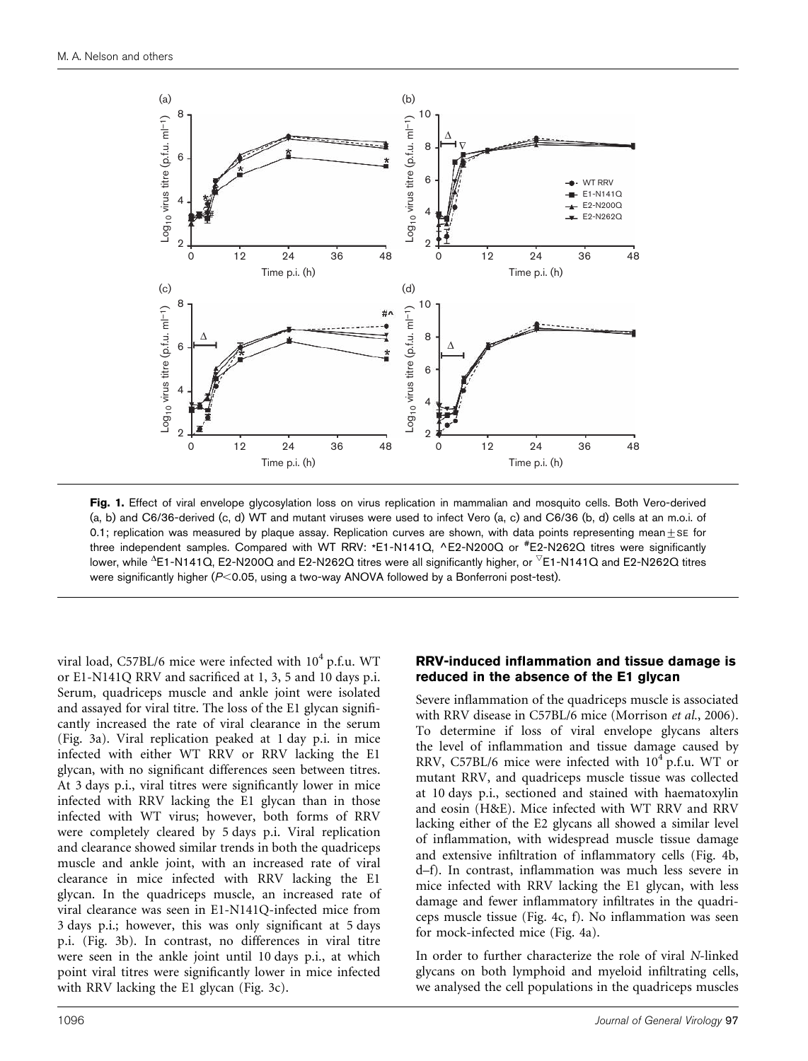**Fig. 1.** Effect of viral envelope glycosylation loss on virus replication in mammalian and mosquito cells. Both Vero-derived (a, b) and C6/36-derived (c, d) WT and mutant viruses were used to infect Vero (a, c) and C6/36 (b, d) cells at an m.o.i. of 0.1; replication was measured by plaque assay. Replication curves are shown, with data points representing mean±SE for three independent samples. Compared with WT RRV: *E1-N141Q, ^E2-N200Q or #E2-N262Q titres were significantly lower, while ΔE1-N141Q, E2-N200Q and E2-N262Q titres were all significantly higher, or ∇E1-N141Q and E2-N262Q titres were significantly higher ($P<0.05$, using a two-way ANOVA followed by a Bonferroni post-test).

viral load, C57BL/6 mice were infected with $10^4$ p.f.u. WT or E1-N141Q RRV and sacrificed at 1, 3, 5 and 10 days p.i. Serum, quadriceps muscle and ankle joint were isolated and assayed for viral titre. The loss of the E1 glycan significantly increased the rate of viral clearance in the serum (Fig. 3a). Viral replication peaked at 1 day p.i. in mice infected with either WT RRV or RRV lacking the E1 glycan, with no significant differences seen between titres. At 3 days p.i., viral titres were significantly lower in mice infected with RRV lacking the E1 glycan than in those infected with WT virus; however, both forms of RRV were completely cleared by 5 days p.i. Viral replication and clearance showed similar trends in both the quadriceps muscle and ankle joint, with an increased rate of viral clearance in mice infected with RRV lacking the E1 glycan. In the quadriceps muscle, an increased rate of viral clearance was seen in E1-N141Q-infected mice from 3 days p.i.; however, this was only significant at 5 days p.i. (Fig. 3b). In contrast, no differences in viral titre were seen in the ankle joint until 10 days p.i., at which point viral titres were significantly lower in mice infected with RRV lacking the E1 glycan (Fig. 3c).

## RRV-induced inflammation and tissue damage is reduced in the absence of the E1 glycan

Severe inflammation of the quadriceps muscle is associated with RRV disease in C57BL/6 mice (Morrison *et al.*, 2006). To determine if loss of viral envelope glycans alters the level of inflammation and tissue damage caused by RRV, C57BL/6 mice were infected with $10^4$ p.f.u. WT or mutant RRV, and quadriceps muscle tissue was collected at 10 days p.i., sectioned and stained with haematoxylin and eosin (H&E). Mice infected with WT RRV and RRV lacking either of the E2 glycans all showed a similar level of inflammation, with widespread muscle tissue damage and extensive infiltration of inflammatory cells (Fig. 4b, d–f). In contrast, inflammation was much less severe in mice infected with RRV lacking the E1 glycan, with less damage and fewer inflammatory infiltrates in the quadriceps muscle tissue (Fig. 4c, f). No inflammation was seen for mock-infected mice (Fig. 4a).

In order to further characterize the role of viral *N*-linked glycans on both lymphoid and myeloid infiltrating cells, we analysed the cell populations in the quadriceps muscles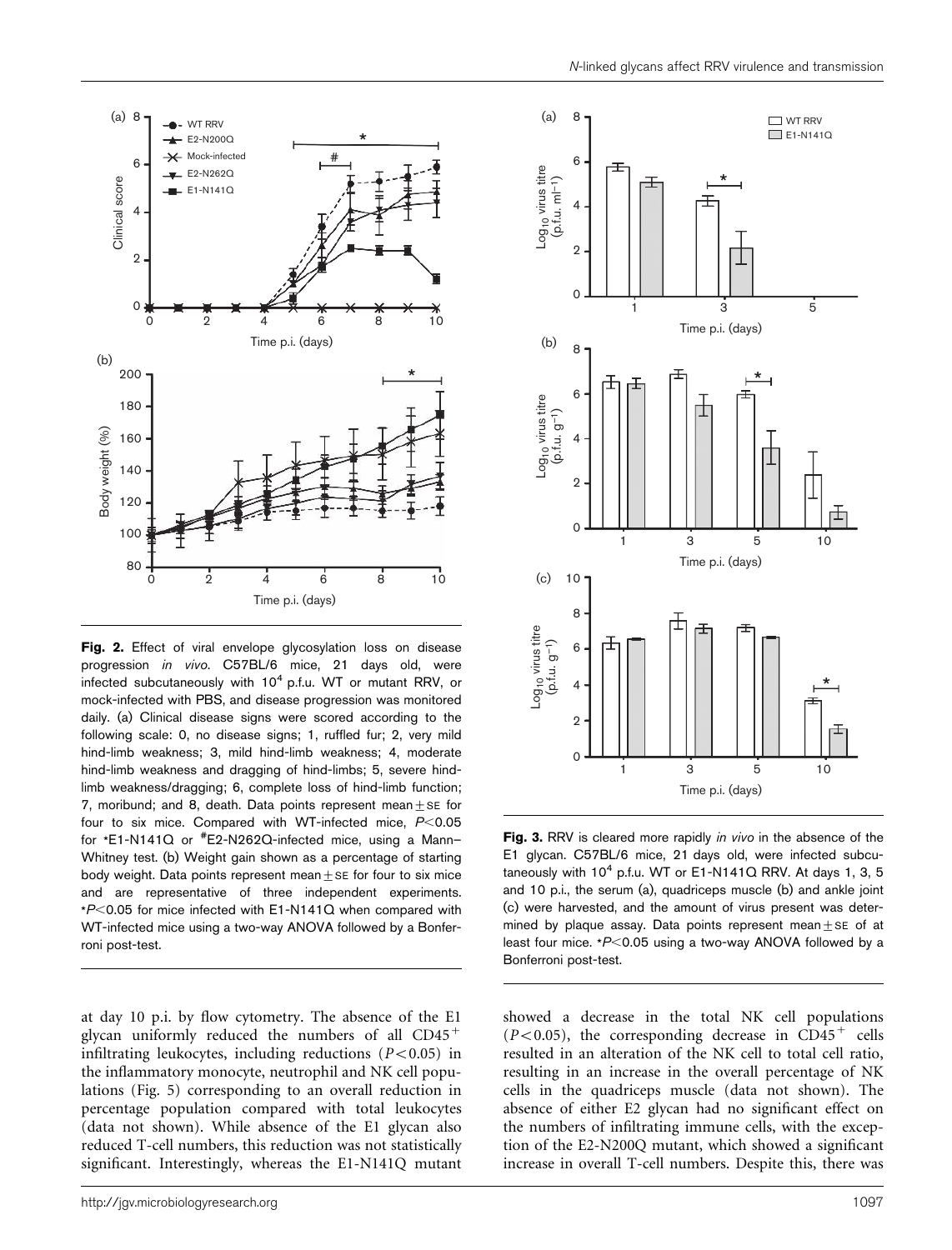**Fig. 2.** Effect of viral envelope glycosylation loss on disease progression *in vivo*. C57BL/6 mice, 21 days old, were infected subcutaneously with $10^4$ p.f.u. WT or mutant RRV, or mock-infected with PBS, and disease progression was monitored daily. (a) Clinical disease signs were scored according to the following scale: 0, no disease signs; 1, ruffled fur; 2, very mild hind-limb weakness; 3, mild hind-limb weakness; 4, moderate hind-limb weakness and dragging of hind-limbs; 5, severe hind-limb weakness/dragging; 6, complete loss of hind-limb function; 7, moribund; and 8, death. Data points represent mean ± SE for four to six mice. Compared with WT-infected mice, $P<0.05$ for *E1-N141Q or #E2-N262Q-infected mice, using a Mann–Whitney test. (b) Weight gain shown as a percentage of starting body weight. Data points represent mean ± SE for four to six mice and are representative of three independent experiments. *$P<0.05$ for mice infected with E1-N141Q when compared with WT-infected mice using a two-way ANOVA followed by a Bonferroni post-test.

**Fig. 3.** RRV is cleared more rapidly *in vivo* in the absence of the E1 glycan. C57BL/6 mice, 21 days old, were infected subcutaneously with $10^4$ p.f.u. WT or E1-N141Q RRV. At days 1, 3, 5 and 10 p.i., the serum (a), quadriceps muscle (b) and ankle joint (c) were harvested, and the amount of virus present was determined by plaque assay. Data points represent mean ± SE of at least four mice. *$P<0.05$ using a two-way ANOVA followed by a Bonferroni post-test.

at day 10 p.i. by flow cytometry. The absence of the E1 glycan uniformly reduced the numbers of all $CD45^+$ infiltrating leukocytes, including reductions ($P<0.05$) in the inflammatory monocyte, neutrophil and NK cell populations (Fig. 5) corresponding to an overall reduction in percentage population compared with total leukocytes (data not shown). While absence of the E1 glycan also reduced T-cell numbers, this reduction was not statistically significant. Interestingly, whereas the E1-N141Q mutant showed a decrease in the total NK cell populations ($P<0.05$), the corresponding decrease in $CD45^+$ cells resulted in an alteration of the NK cell to total cell ratio, resulting in an increase in the overall percentage of NK cells in the quadriceps muscle (data not shown). The absence of either E2 glycan had no significant effect on the numbers of infiltrating immune cells, with the exception of the E2-N200Q mutant, which showed a significant increase in overall T-cell numbers. Despite this, there was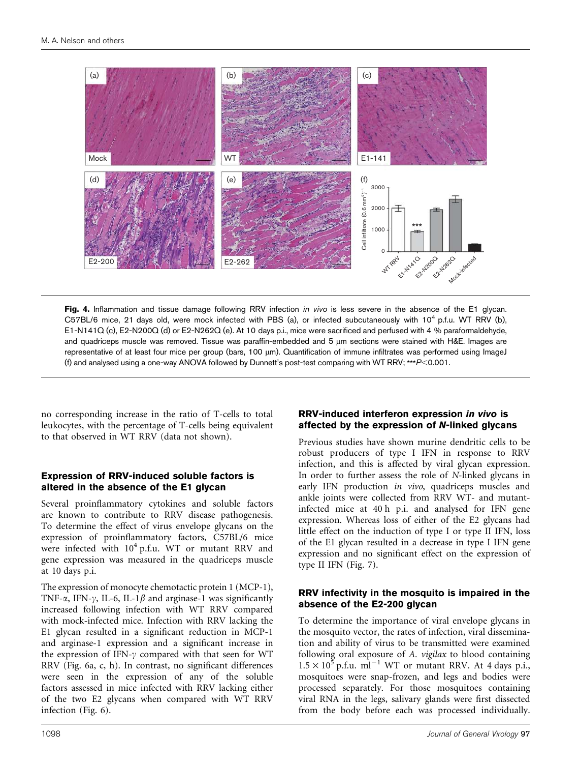**Fig. 4.** Inflammation and tissue damage following RRV infection *in vivo* is less severe in the absence of the E1 glycan. C57BL/6 mice, 21 days old, were mock infected with PBS (a), or infected subcutaneously with $10^4$ p.f.u. WT RRV (b), E1-N141Q (c), E2-N200Q (d) or E2-N262Q (e). At 10 days p.i., mice were sacrificed and perfused with 4 % paraformaldehyde, and quadriceps muscle was removed. Tissue was paraffin-embedded and 5 μm sections were stained with H&E. Images are representative of at least four mice per group (bars, 100 μm). Quantification of immune infiltrates was performed using ImageJ (f) and analysed using a one-way ANOVA followed by Dunnett's post-test comparing with WT RRV; \*\*\*$P<0.001$.

no corresponding increase in the ratio of T-cells to total leukocytes, with the percentage of T-cells being equivalent to that observed in WT RRV (data not shown).

### Expression of RRV-induced soluble factors is altered in the absence of the E1 glycan

Several proinflammatory cytokines and soluble factors are known to contribute to RRV disease pathogenesis. To determine the effect of virus envelope glycans on the expression of proinflammatory factors, C57BL/6 mice were infected with $10^4$ p.f.u. WT or mutant RRV and gene expression was measured in the quadriceps muscle at 10 days p.i.

The expression of monocyte chemotactic protein 1 (MCP-1), TNF-$\alpha$, IFN-$\gamma$, IL-6, IL-1$\beta$ and arginase-1 was significantly increased following infection with WT RRV compared with mock-infected mice. Infection with RRV lacking the E1 glycan resulted in a significant reduction in MCP-1 and arginase-1 expression and a significant increase in the expression of IFN-$\gamma$ compared with that seen for WT RRV (Fig. 6a, c, h). In contrast, no significant differences were seen in the expression of any of the soluble factors assessed in mice infected with RRV lacking either of the two E2 glycans when compared with WT RRV infection (Fig. 6).

### RRV-induced interferon expression *in vivo* is affected by the expression of *N*-linked glycans

Previous studies have shown murine dendritic cells to be robust producers of type I IFN in response to RRV infection, and this is affected by viral glycan expression. In order to further assess the role of *N*-linked glycans in early IFN production *in vivo*, quadriceps muscles and ankle joints were collected from RRV WT- and mutant-infected mice at 40 h p.i. and analysed for IFN gene expression. Whereas loss of either of the E2 glycans had little effect on the induction of type I or type II IFN, loss of the E1 glycan resulted in a decrease in type I IFN gene expression and no significant effect on the expression of type II IFN (Fig. 7).

### RRV infectivity in the mosquito is impaired in the absence of the E2-200 glycan

To determine the importance of viral envelope glycans in the mosquito vector, the rates of infection, viral dissemination and ability of virus to be transmitted were examined following oral exposure of *A. vigilax* to blood containing $1.5\times10^5$ p.f.u. $ml^{-1}$ WT or mutant RRV. At 4 days p.i., mosquitoes were snap-frozen, and legs and bodies were processed separately. For those mosquitoes containing viral RNA in the legs, salivary glands were first dissected from the body before each was processed individually.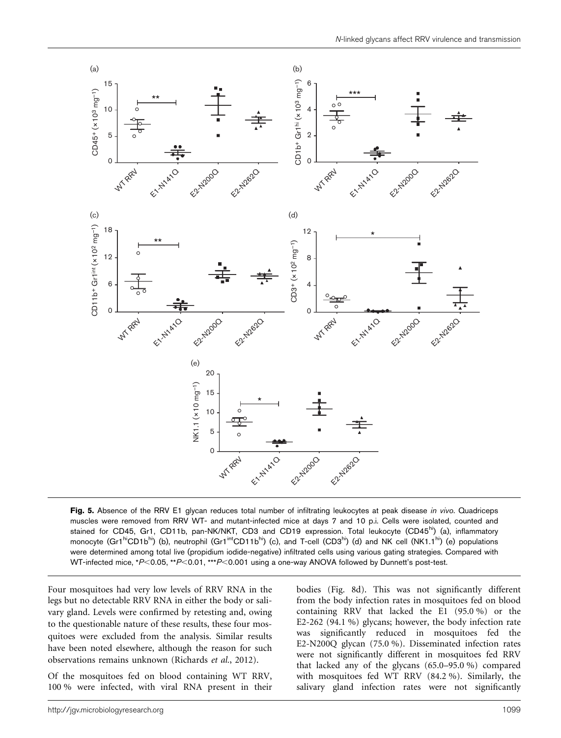**Fig. 5.** Absence of the RRV E1 glycan reduces total number of infiltrating leukocytes at peak disease *in vivo*. Quadriceps muscles were removed from RRV WT- and mutant-infected mice at days 7 and 10 p.i. Cells were isolated, counted and stained for CD45, Gr1, CD11b, pan-NK/NKT, CD3 and CD19 expression. Total leukocyte ($CD45^{hi}$) (a), inflammatory monocyte ($Gr1^{hi}CD1b^{hi}$) (b), neutrophil ($Gr1^{int}CD11b^{hi}$) (c), and T-cell ($CD3^{hi}$) (d) and NK cell ($NK1.1^{hi}$) (e) populations were determined among total live (propidium iodide-negative) infiltrated cells using various gating strategies. Compared with WT-infected mice, *$P<0.05$, **$P<0.01$, ***$P<0.001$ using a one-way ANOVA followed by Dunnett's post-test.

Four mosquitoes had very low levels of RRV RNA in the legs but no detectable RRV RNA in either the body or salivary gland. Levels were confirmed by retesting and, owing to the questionable nature of these results, these four mosquitoes were excluded from the analysis. Similar results have been noted elsewhere, although the reason for such observations remains unknown (Richards *et al.*, 2012).

Of the mosquitoes fed on blood containing WT RRV, 100 % were infected, with viral RNA present in their bodies (Fig. 8d). This was not significantly different from the body infection rates in mosquitoes fed on blood containing RRV that lacked the E1 (95.0 %) or the E2-262 (94.1 %) glycans; however, the body infection rate was significantly reduced in mosquitoes fed the E2-N200Q glycan (75.0 %). Disseminated infection rates were not significantly different in mosquitoes fed RRV that lacked any of the glycans (65.0–95.0 %) compared with mosquitoes fed WT RRV (84.2 %). Similarly, the salivary gland infection rates were not significantly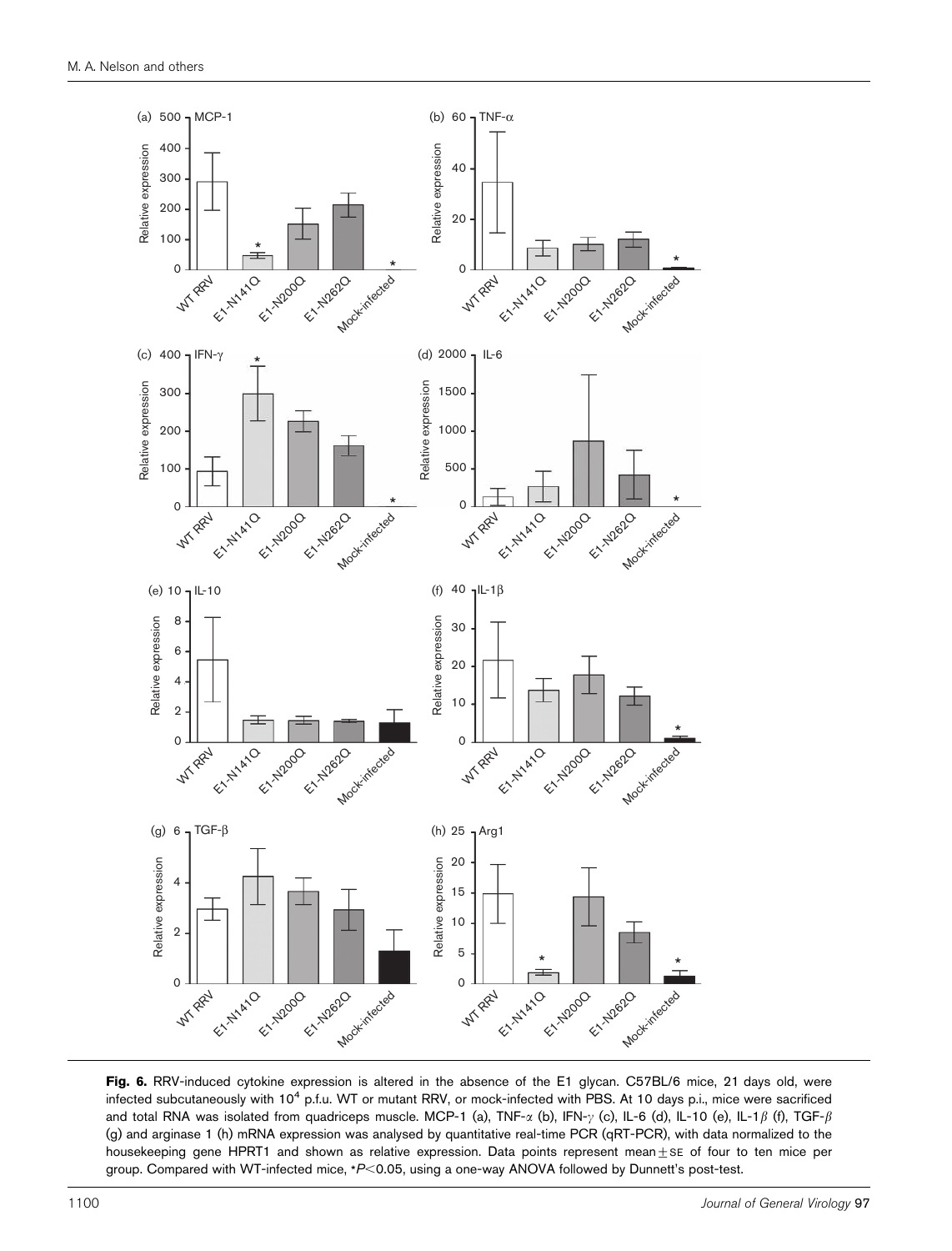**Fig. 6.** RRV-induced cytokine expression is altered in the absence of the E1 glycan. C57BL/6 mice, 21 days old, were infected subcutaneously with $10^4$ p.f.u. WT or mutant RRV, or mock-infected with PBS. At 10 days p.i., mice were sacrificed and total RNA was isolated from quadriceps muscle. MCP-1 (a), TNF-$\alpha$ (b), IFN-$\gamma$ (c), IL-6 (d), IL-10 (e), IL-1$\beta$ (f), TGF-$\beta$ (g) and arginase 1 (h) mRNA expression was analysed by quantitative real-time PCR (qRT-PCR), with data normalized to the housekeeping gene HPRT1 and shown as relative expression. Data points represent mean±SE of four to ten mice per group. Compared with WT-infected mice, *$P<0.05$, using a one-way ANOVA followed by Dunnett's post-test.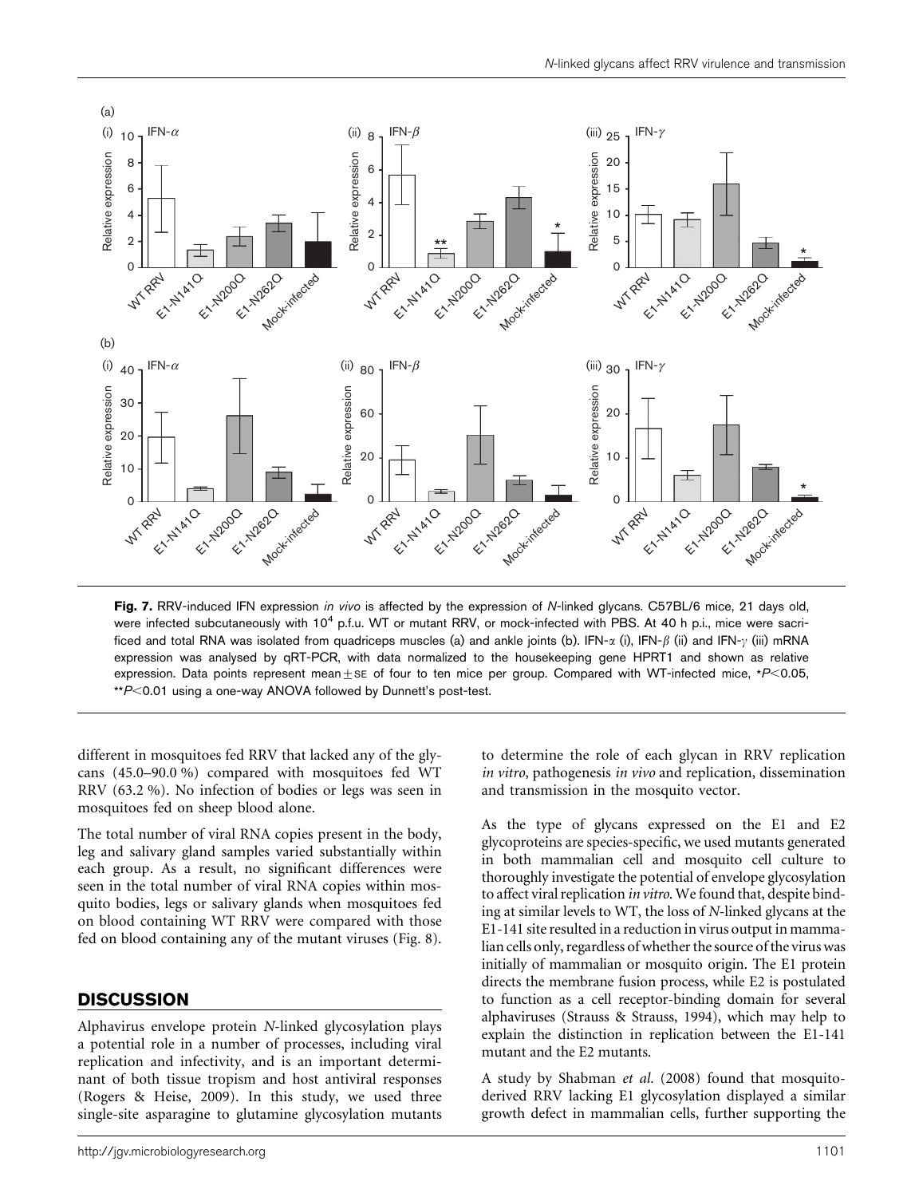Fig. 7. RRV-induced IFN expression *in vivo* is affected by the expression of *N*-linked glycans. C57BL/6 mice, 21 days old, were infected subcutaneously with $10^4$ p.f.u. WT or mutant RRV, or mock-infected with PBS. At 40 h p.i., mice were sacrificed and total RNA was isolated from quadriceps muscles (a) and ankle joints (b). IFN-$\alpha$ (i), IFN-$\beta$ (ii) and IFN-$\gamma$ (iii) mRNA expression was analysed by qRT-PCR, with data normalized to the housekeeping gene HPRT1 and shown as relative expression. Data points represent mean±SE of four to ten mice per group. Compared with WT-infected mice, \*$P<0.05$, \*\*$P<0.01$ using a one-way ANOVA followed by Dunnett's post-test.

different in mosquitoes fed RRV that lacked any of the glycans (45.0–90.0 %) compared with mosquitoes fed WT RRV (63.2 %). No infection of bodies or legs was seen in mosquitoes fed on sheep blood alone.

The total number of viral RNA copies present in the body, leg and salivary gland samples varied substantially within each group. As a result, no significant differences were seen in the total number of viral RNA copies within mosquito bodies, legs or salivary glands when mosquitoes fed on blood containing WT RRV were compared with those fed on blood containing any of the mutant viruses (Fig. 8).

## DISCUSSION

Alphavirus envelope protein *N*-linked glycosylation plays a potential role in a number of processes, including viral replication and infectivity, and is an important determinant of both tissue tropism and host antiviral responses (Rogers & Heise, 2009). In this study, we used three single-site asparagine to glutamine glycosylation mutants to determine the role of each glycan in RRV replication *in vitro*, pathogenesis *in vivo* and replication, dissemination and transmission in the mosquito vector.

As the type of glycans expressed on the E1 and E2 glycoproteins are species-specific, we used mutants generated in both mammalian cell and mosquito cell culture to thoroughly investigate the potential of envelope glycosylation to affect viral replication *in vitro*. We found that, despite binding at similar levels to WT, the loss of *N*-linked glycans at the E1-141 site resulted in a reduction in virus output in mammalian cells only, regardless of whether the source of the virus was initially of mammalian or mosquito origin. The E1 protein directs the membrane fusion process, while E2 is postulated to function as a cell receptor-binding domain for several alphaviruses (Strauss & Strauss, 1994), which may help to explain the distinction in replication between the E1-141 mutant and the E2 mutants.

A study by Shabman *et al.* (2008) found that mosquito-derived RRV lacking E1 glycosylation displayed a similar growth defect in mammalian cells, further supporting the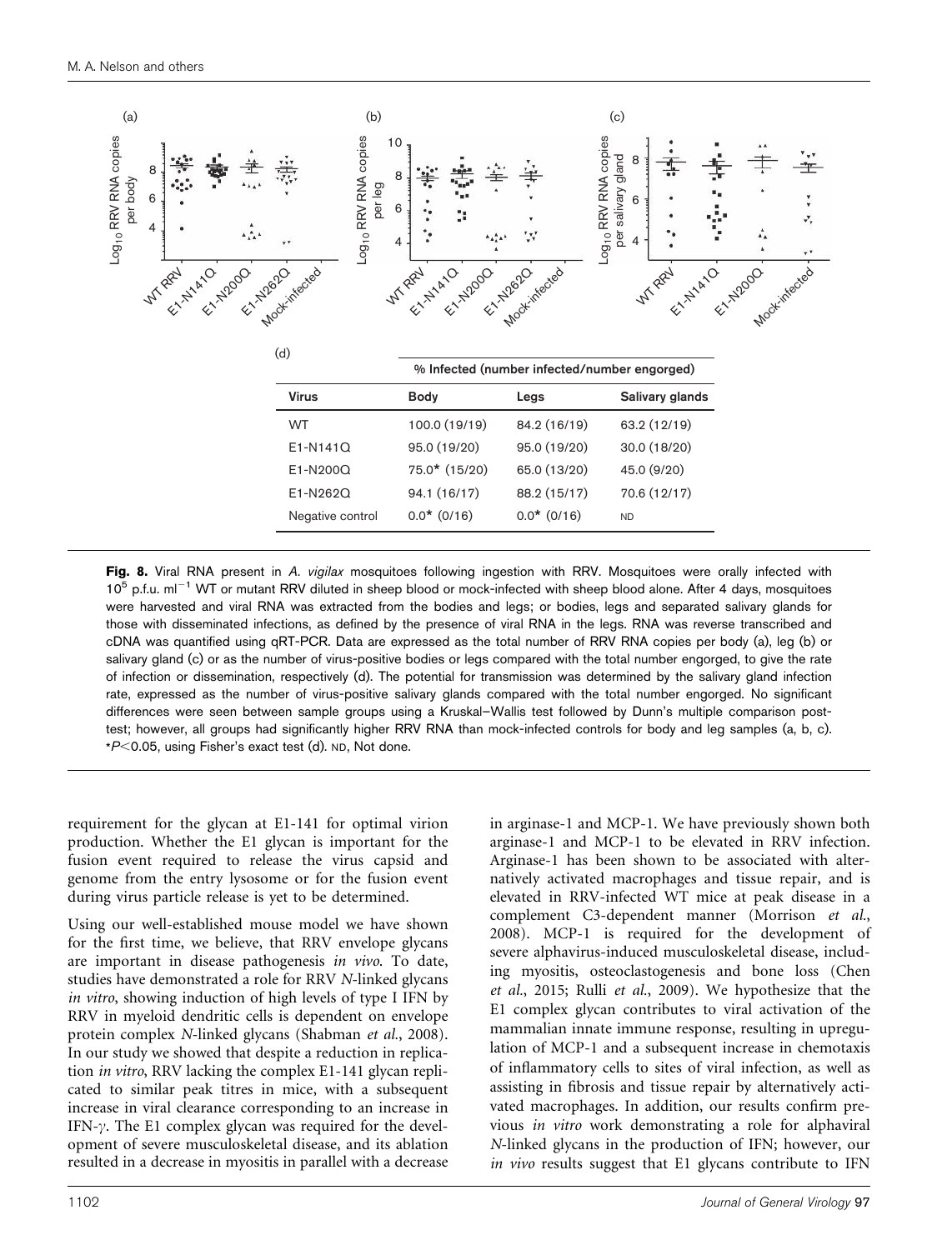(d)

| Virus | % Infected (number infected/number engorged) | | |
|---|---|---|---|
| | Body | Legs | Salivary glands |
| WT | 100.0 (19/19) | 84.2 (16/19) | 63.2 (12/19) |
| E1-N141Q | 95.0 (19/20) | 95.0 (19/20) | 30.0 (18/20) |
| E1-N200Q | 75.0* (15/20) | 65.0 (13/20) | 45.0 (9/20) |
| E1-N262Q | 94.1 (16/17) | 88.2 (15/17) | 70.6 (12/17) |
| Negative control | 0.0* (0/16) | 0.0* (0/16) | ND |

**Fig. 8.** Viral RNA present in *A. vigilax* mosquitoes following ingestion with RRV. Mosquitoes were orally infected with $10^5$ p.f.u. $ml^{-1}$ WT or mutant RRV diluted in sheep blood or mock-infected with sheep blood alone. After 4 days, mosquitoes were harvested and viral RNA was extracted from the bodies and legs; or bodies, legs and separated salivary glands for those with disseminated infections, as defined by the presence of viral RNA in the legs. RNA was reverse transcribed and cDNA was quantified using qRT-PCR. Data are expressed as the total number of RRV RNA copies per body (a), leg (b) or salivary gland (c) or as the number of virus-positive bodies or legs compared with the total number engorged, to give the rate of infection or dissemination, respectively (d). The potential for transmission was determined by the salivary gland infection rate, expressed as the number of virus-positive salivary glands compared with the total number engorged. No significant differences were seen between sample groups using a Kruskal–Wallis test followed by Dunn's multiple comparison post-test; however, all groups had significantly higher RRV RNA than mock-infected controls for body and leg samples (a, b, c). *$P<0.05$, using Fisher's exact test (d). ND, Not done.

requirement for the glycan at E1-141 for optimal virion production. Whether the E1 glycan is important for the fusion event required to release the virus capsid and genome from the entry lysosome or for the fusion event during virus particle release is yet to be determined.

Using our well-established mouse model we have shown for the first time, we believe, that RRV envelope glycans are important in disease pathogenesis *in vivo*. To date, studies have demonstrated a role for RRV *N*-linked glycans *in vitro*, showing induction of high levels of type I IFN by RRV in myeloid dendritic cells is dependent on envelope protein complex *N*-linked glycans (Shabman *et al.*, 2008). In our study we showed that despite a reduction in replication *in vitro*, RRV lacking the complex E1-141 glycan replicated to similar peak titres in mice, with a subsequent increase in viral clearance corresponding to an increase in IFN-$\gamma$. The E1 complex glycan was required for the development of severe musculoskeletal disease, and its ablation resulted in a decrease in myositis in parallel with a decrease in arginase-1 and MCP-1. We have previously shown both arginase-1 and MCP-1 to be elevated in RRV infection. Arginase-1 has been shown to be associated with alternatively activated macrophages and tissue repair, and is elevated in RRV-infected WT mice at peak disease in a complement C3-dependent manner (Morrison *et al.*, 2008). MCP-1 is required for the development of severe alphavirus-induced musculoskeletal disease, including myositis, osteoclastogenesis and bone loss (Chen *et al.*, 2015; Rulli *et al.*, 2009). We hypothesize that the E1 complex glycan contributes to viral activation of the mammalian innate immune response, resulting in upregulation of MCP-1 and a subsequent increase in chemotaxis of inflammatory cells to sites of viral infection, as well as assisting in fibrosis and tissue repair by alternatively activated macrophages. In addition, our results confirm previous *in vitro* work demonstrating a role for alphaviral *N*-linked glycans in the production of IFN; however, our *in vivo* results suggest that E1 glycans contribute to IFN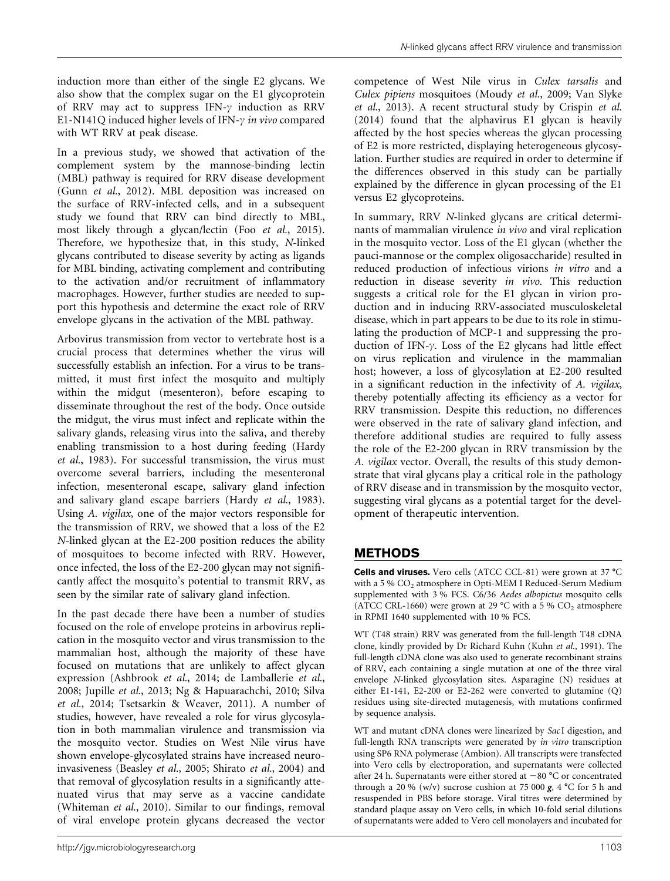induction more than either of the single E2 glycans. We also show that the complex sugar on the E1 glycoprotein of RRV may act to suppress IFN-$\gamma$ induction as RRV E1-N141Q induced higher levels of IFN-$\gamma$ *in vivo* compared with WT RRV at peak disease.

In a previous study, we showed that activation of the complement system by the mannose-binding lectin (MBL) pathway is required for RRV disease development (Gunn *et al.*, 2012). MBL deposition was increased on the surface of RRV-infected cells, and in a subsequent study we found that RRV can bind directly to MBL, most likely through a glycan/lectin (Foo *et al.*, 2015). Therefore, we hypothesize that, in this study, *N*-linked glycans contributed to disease severity by acting as ligands for MBL binding, activating complement and contributing to the activation and/or recruitment of inflammatory macrophages. However, further studies are needed to support this hypothesis and determine the exact role of RRV envelope glycans in the activation of the MBL pathway.

Arbovirus transmission from vector to vertebrate host is a crucial process that determines whether the virus will successfully establish an infection. For a virus to be transmitted, it must first infect the mosquito and multiply within the midgut (mesenteron), before escaping to disseminate throughout the rest of the body. Once outside the midgut, the virus must infect and replicate within the salivary glands, releasing virus into the saliva, and thereby enabling transmission to a host during feeding (Hardy *et al.*, 1983). For successful transmission, the virus must overcome several barriers, including the mesenteronal infection, mesenteronal escape, salivary gland infection and salivary gland escape barriers (Hardy *et al.*, 1983). Using *A. vigilax*, one of the major vectors responsible for the transmission of RRV, we showed that a loss of the E2 *N*-linked glycan at the E2-200 position reduces the ability of mosquitoes to become infected with RRV. However, once infected, the loss of the E2-200 glycan may not significantly affect the mosquito's potential to transmit RRV, as seen by the similar rate of salivary gland infection.

In the past decade there have been a number of studies focused on the role of envelope proteins in arbovirus replication in the mosquito vector and virus transmission to the mammalian host, although the majority of these have focused on mutations that are unlikely to affect glycan expression (Ashbrook *et al.*, 2014; de Lamballerie *et al.*, 2008; Jupille *et al.*, 2013; Ng & Hapuarachchi, 2010; Silva *et al.*, 2014; Tsetsarkin & Weaver, 2011). A number of studies, however, have revealed a role for virus glycosylation in both mammalian virulence and transmission via the mosquito vector. Studies on West Nile virus have shown envelope-glycosylated strains have increased neuroinvasiveness (Beasley *et al.*, 2005; Shirato *et al.*, 2004) and that removal of glycosylation results in a significantly attenuated virus that may serve as a vaccine candidate (Whiteman *et al.*, 2010). Similar to our findings, removal of viral envelope protein glycans decreased the vector competence of West Nile virus in *Culex tarsalis* and *Culex pipiens* mosquitoes (Moudy *et al.*, 2009; Van Slyke *et al.*, 2013). A recent structural study by Crispin *et al.* (2014) found that the alphavirus E1 glycan is heavily affected by the host species whereas the glycan processing of E2 is more restricted, displaying heterogeneous glycosylation. Further studies are required in order to determine if the differences observed in this study can be partially explained by the difference in glycan processing of the E1 versus E2 glycoproteins.

In summary, RRV *N*-linked glycans are critical determinants of mammalian virulence *in vivo* and viral replication in the mosquito vector. Loss of the E1 glycan (whether the pauci-mannose or the complex oligosaccharide) resulted in reduced production of infectious virions *in vitro* and a reduction in disease severity *in vivo*. This reduction suggests a critical role for the E1 glycan in virion production and in inducing RRV-associated musculoskeletal disease, which in part appears to be due to its role in stimulating the production of MCP-1 and suppressing the production of IFN-$\gamma$. Loss of the E2 glycans had little effect on virus replication and virulence in the mammalian host; however, a loss of glycosylation at E2-200 resulted in a significant reduction in the infectivity of *A. vigilax*, thereby potentially affecting its efficiency as a vector for RRV transmission. Despite this reduction, no differences were observed in the rate of salivary gland infection, and therefore additional studies are required to fully assess the role of the E2-200 glycan in RRV transmission by the *A. vigilax* vector. Overall, the results of this study demonstrate that viral glycans play a critical role in the pathology of RRV disease and in transmission by the mosquito vector, suggesting viral glycans as a potential target for the development of therapeutic intervention.

## METHODS

**Cells and viruses.** Vero cells (ATCC CCL-81) were grown at 37 °C with a 5 % $CO_2$ atmosphere in Opti-MEM I Reduced-Serum Medium supplemented with 3 % FCS. C6/36 *Aedes albopictus* mosquito cells (ATCC CRL-1660) were grown at 29 °C with a 5 % $CO_2$ atmosphere in RPMI 1640 supplemented with 10 % FCS.

WT (T48 strain) RRV was generated from the full-length T48 cDNA clone, kindly provided by Dr Richard Kuhn (Kuhn *et al.*, 1991). The full-length cDNA clone was also used to generate recombinant strains of RRV, each containing a single mutation at one of the three viral envelope *N*-linked glycosylation sites. Asparagine (N) residues at either E1-141, E2-200 or E2-262 were converted to glutamine (Q) residues using site-directed mutagenesis, with mutations confirmed by sequence analysis.

WT and mutant cDNA clones were linearized by *Sac*I digestion, and full-length RNA transcripts were generated by *in vitro* transcription using SP6 RNA polymerase (Ambion). All transcripts were transfected into Vero cells by electroporation, and supernatants were collected after 24 h. Supernatants were either stored at −80 °C or concentrated through a 20 % (w/v) sucrose cushion at 75 000 ***g***, 4 °C for 5 h and resuspended in PBS before storage. Viral titres were determined by standard plaque assay on Vero cells, in which 10-fold serial dilutions of supernatants were added to Vero cell monolayers and incubated for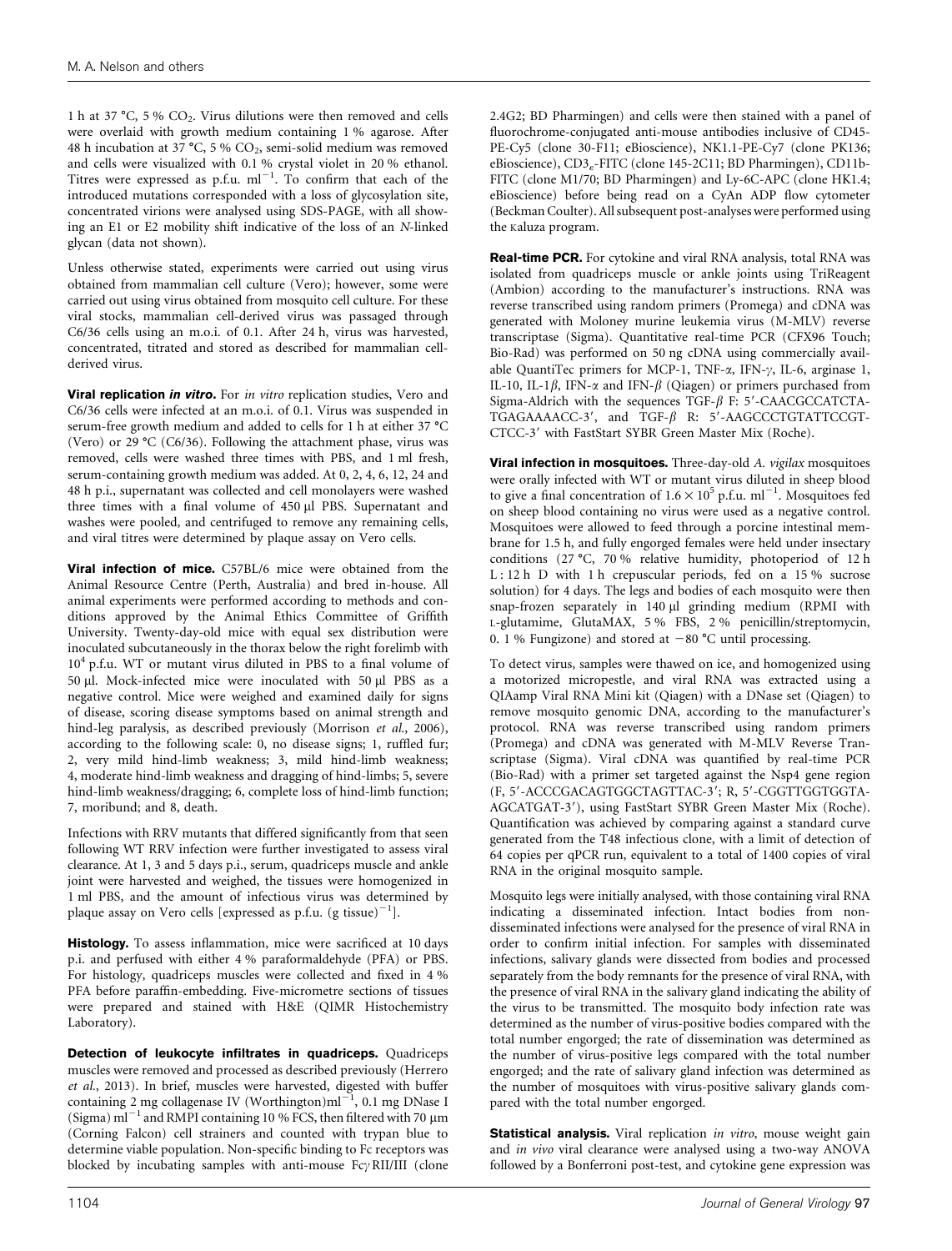1 h at 37 °C, 5 % $CO_2$. Virus dilutions were then removed and cells were overlaid with growth medium containing 1 % agarose. After 48 h incubation at 37 °C, 5 % $CO_2$, semi-solid medium was removed and cells were visualized with 0.1 % crystal violet in 20 % ethanol. Titres were expressed as p.f.u. $ml^{-1}$. To confirm that each of the introduced mutations corresponded with a loss of glycosylation site, concentrated virions were analysed using SDS-PAGE, with all showing an E1 or E2 mobility shift indicative of the loss of an *N*-linked glycan (data not shown).

Unless otherwise stated, experiments were carried out using virus obtained from mammalian cell culture (Vero); however, some were carried out using virus obtained from mosquito cell culture. For these viral stocks, mammalian cell-derived virus was passaged through C6/36 cells using an m.o.i. of 0.1. After 24 h, virus was harvested, concentrated, titrated and stored as described for mammalian cell-derived virus.

**Viral replication *in vitro*.** For *in vitro* replication studies, Vero and C6/36 cells were infected at an m.o.i. of 0.1. Virus was suspended in serum-free growth medium and added to cells for 1 h at either 37 °C (Vero) or 29 °C (C6/36). Following the attachment phase, virus was removed, cells were washed three times with PBS, and 1 ml fresh, serum-containing growth medium was added. At 0, 2, 4, 6, 12, 24 and 48 h p.i., supernatant was collected and cell monolayers were washed three times with a final volume of 450 µl PBS. Supernatant and washes were pooled, and centrifuged to remove any remaining cells, and viral titres were determined by plaque assay on Vero cells.

**Viral infection of mice.** C57BL/6 mice were obtained from the Animal Resource Centre (Perth, Australia) and bred in-house. All animal experiments were performed according to methods and conditions approved by the Animal Ethics Committee of Griffith University. Twenty-day-old mice with equal sex distribution were inoculated subcutaneously in the thorax below the right forelimb with $10^4$ p.f.u. WT or mutant virus diluted in PBS to a final volume of 50 µl. Mock-infected mice were inoculated with 50 µl PBS as a negative control. Mice were weighed and examined daily for signs of disease, scoring disease symptoms based on animal strength and hind-leg paralysis, as described previously (Morrison *et al.*, 2006), according to the following scale: 0, no disease signs; 1, ruffled fur; 2, very mild hind-limb weakness; 3, mild hind-limb weakness; 4, moderate hind-limb weakness and dragging of hind-limbs; 5, severe hind-limb weakness/dragging; 6, complete loss of hind-limb function; 7, moribund; and 8, death.

Infections with RRV mutants that differed significantly from that seen following WT RRV infection were further investigated to assess viral clearance. At 1, 3 and 5 days p.i., serum, quadriceps muscle and ankle joint were harvested and weighed, the tissues were homogenized in 1 ml PBS, and the amount of infectious virus was determined by plaque assay on Vero cells [expressed as p.f.u. (g tissue)$^{-1}$].

**Histology.** To assess inflammation, mice were sacrificed at 10 days p.i. and perfused with either 4 % paraformaldehyde (PFA) or PBS. For histology, quadriceps muscles were collected and fixed in 4 % PFA before paraffin-embedding. Five-micrometre sections of tissues were prepared and stained with H&E (QIMR Histochemistry Laboratory).

**Detection of leukocyte infiltrates in quadriceps.** Quadriceps muscles were removed and processed as described previously (Herrero *et al.*, 2013). In brief, muscles were harvested, digested with buffer containing 2 mg collagenase IV (Worthington)$ml^{-1}$, 0.1 mg DNase I (Sigma) $ml^{-1}$ and RMPI containing 10 % FCS, then filtered with 70 µm (Corning Falcon) cell strainers and counted with trypan blue to determine viable population. Non-specific binding to Fc receptors was blocked by incubating samples with anti-mouse Fc$\gamma$ RII/III (clone 2.4G2; BD Pharmingen) and cells were then stained with a panel of fluorochrome-conjugated anti-mouse antibodies inclusive of CD45-PE-Cy5 (clone 30-F11; eBioscience), NK1.1-PE-Cy7 (clone PK136; eBioscience), $CD3_\varepsilon$-FITC (clone 145-2C11; BD Pharmingen), CD11b-FITC (clone M1/70; BD Pharmingen) and Ly-6C-APC (clone HK1.4; eBioscience) before being read on a CyAn ADP flow cytometer (Beckman Coulter). All subsequent post-analyses were performed using the Kaluza program.

**Real-time PCR.** For cytokine and viral RNA analysis, total RNA was isolated from quadriceps muscle or ankle joints using TriReagent (Ambion) according to the manufacturer's instructions. RNA was reverse transcribed using random primers (Promega) and cDNA was generated with Moloney murine leukemia virus (M-MLV) reverse transcriptase (Sigma). Quantitative real-time PCR (CFX96 Touch; Bio-Rad) was performed on 50 ng cDNA using commercially available QuantiTec primers for MCP-1, TNF-$\alpha$, IFN-$\gamma$, IL-6, arginase 1, IL-10, IL-1$\beta$, IFN-$\alpha$ and IFN-$\beta$ (Qiagen) or primers purchased from Sigma-Aldrich with the sequences TGF-$\beta$ F: 5′-CAACGCCATCTATGAGAAAACC-3′, and TGF-$\beta$ R: 5′-AAGCCCTGTATTCCGTCTCC-3′ with FastStart SYBR Green Master Mix (Roche).

**Viral infection in mosquitoes.** Three-day-old *A. vigilax* mosquitoes were orally infected with WT or mutant virus diluted in sheep blood to give a final concentration of $1.6 \times 10^5$ p.f.u. $ml^{-1}$. Mosquitoes fed on sheep blood containing no virus were used as a negative control. Mosquitoes were allowed to feed through a porcine intestinal membrane for 1.5 h, and fully engorged females were held under insectary conditions (27 °C, 70 % relative humidity, photoperiod of 12 h L : 12 h D with 1 h crepuscular periods, fed on a 15 % sucrose solution) for 4 days. The legs and bodies of each mosquito were then snap-frozen separately in 140 µl grinding medium (RPMI with L-glutamime, GlutaMAX, 5 % FBS, 2 % penicillin/streptomycin, 0. 1 % Fungizone) and stored at −80 °C until processing.

To detect virus, samples were thawed on ice, and homogenized using a motorized micropestle, and viral RNA was extracted using a QIAamp Viral RNA Mini kit (Qiagen) with a DNase set (Qiagen) to remove mosquito genomic DNA, according to the manufacturer's protocol. RNA was reverse transcribed using random primers (Promega) and cDNA was generated with M-MLV Reverse Transcriptase (Sigma). Viral cDNA was quantified by real-time PCR (Bio-Rad) with a primer set targeted against the Nsp4 gene region (F, 5′-ACCCGACAGTGGCTAGTTAC-3′; R, 5′-CGGTTGGTGGTAAGCATGAT-3′), using FastStart SYBR Green Master Mix (Roche). Quantification was achieved by comparing against a standard curve generated from the T48 infectious clone, with a limit of detection of 64 copies per qPCR run, equivalent to a total of 1400 copies of viral RNA in the original mosquito sample.

Mosquito legs were initially analysed, with those containing viral RNA indicating a disseminated infection. Intact bodies from non-disseminated infections were analysed for the presence of viral RNA in order to confirm initial infection. For samples with disseminated infections, salivary glands were dissected from bodies and processed separately from the body remnants for the presence of viral RNA, with the presence of viral RNA in the salivary gland indicating the ability of the virus to be transmitted. The mosquito body infection rate was determined as the number of virus-positive bodies compared with the total number engorged; the rate of dissemination was determined as the number of virus-positive legs compared with the total number engorged; and the rate of salivary gland infection was determined as the number of mosquitoes with virus-positive salivary glands compared with the total number engorged.

**Statistical analysis.** Viral replication *in vitro*, mouse weight gain and *in vivo* viral clearance were analysed using a two-way ANOVA followed by a Bonferroni post-test, and cytokine gene expression was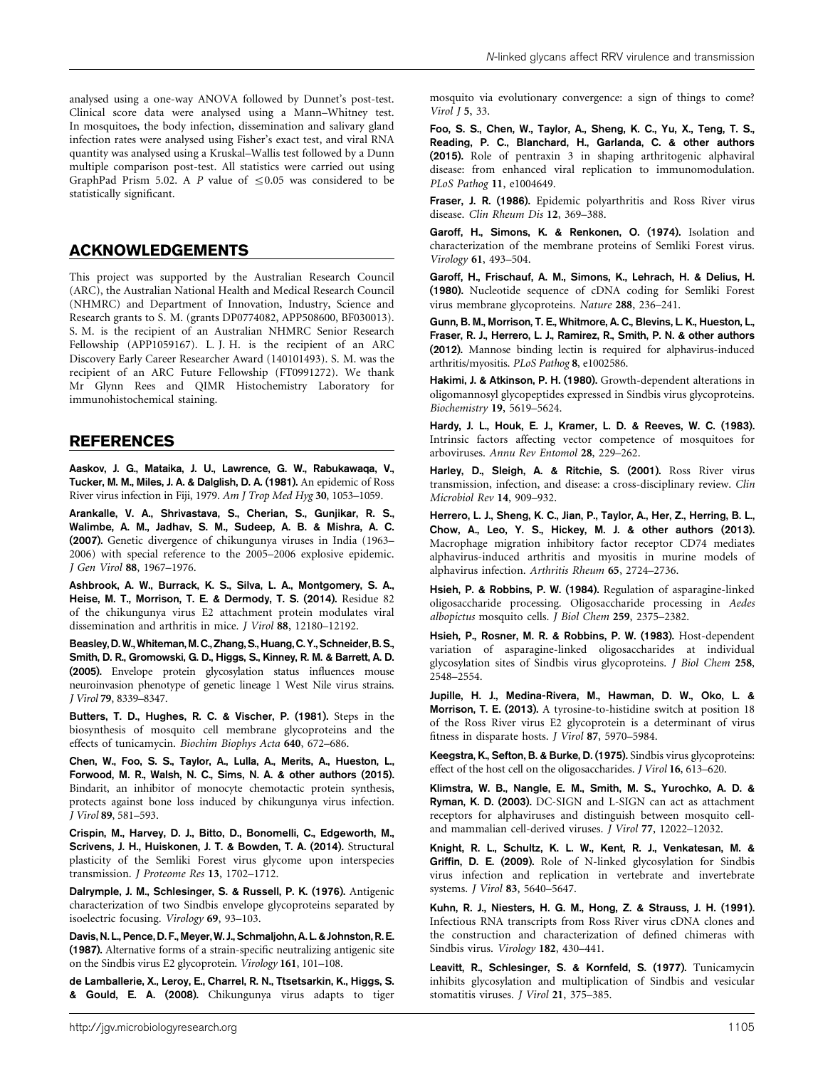analysed using a one-way ANOVA followed by Dunnet's post-test. Clinical score data were analysed using a Mann–Whitney test. In mosquitoes, the body infection, dissemination and salivary gland infection rates were analysed using Fisher's exact test, and viral RNA quantity was analysed using a Kruskal–Wallis test followed by a Dunn multiple comparison post-test. All statistics were carried out using GraphPad Prism 5.02. A $P$ value of $\leq 0.05$ was considered to be statistically significant.

## ACKNOWLEDGEMENTS

This project was supported by the Australian Research Council (ARC), the Australian National Health and Medical Research Council (NHMRC) and Department of Innovation, Industry, Science and Research grants to S. M. (grants DP0774082, APP508600, BF030013). S. M. is the recipient of an Australian NHMRC Senior Research Fellowship (APP1059167). L. J. H. is the recipient of an ARC Discovery Early Career Researcher Award (140101493). S. M. was the recipient of an ARC Future Fellowship (FT0991272). We thank Mr Glynn Rees and QIMR Histochemistry Laboratory for immunohistochemical staining.

## REFERENCES

**Aaskov, J. G., Mataika, J. U., Lawrence, G. W., Rabukawaqa, V., Tucker, M. M., Miles, J. A. & Dalglish, D. A. (1981).** An epidemic of Ross River virus infection in Fiji, 1979. *Am J Trop Med Hyg* **30**, 1053–1059.

**Arankalle, V. A., Shrivastava, S., Cherian, S., Gunjikar, R. S., Walimbe, A. M., Jadhav, S. M., Sudeep, A. B. & Mishra, A. C. (2007).** Genetic divergence of chikungunya viruses in India (1963–2006) with special reference to the 2005–2006 explosive epidemic. *J Gen Virol* **88**, 1967–1976.

**Ashbrook, A. W., Burrack, K. S., Silva, L. A., Montgomery, S. A., Heise, M. T., Morrison, T. E. & Dermody, T. S. (2014).** Residue 82 of the chikungunya virus E2 attachment protein modulates viral dissemination and arthritis in mice. *J Virol* **88**, 12180–12192.

**Beasley, D. W., Whiteman, M. C., Zhang, S., Huang, C. Y., Schneider, B. S., Smith, D. R., Gromowski, G. D., Higgs, S., Kinney, R. M. & Barrett, A. D. (2005).** Envelope protein glycosylation status influences mouse neuroinvasion phenotype of genetic lineage 1 West Nile virus strains. *J Virol* **79**, 8339–8347.

**Butters, T. D., Hughes, R. C. & Vischer, P. (1981).** Steps in the biosynthesis of mosquito cell membrane glycoproteins and the effects of tunicamycin. *Biochim Biophys Acta* **640**, 672–686.

**Chen, W., Foo, S. S., Taylor, A., Lulla, A., Merits, A., Hueston, L., Forwood, M. R., Walsh, N. C., Sims, N. A. & other authors (2015).** Bindarit, an inhibitor of monocyte chemotactic protein synthesis, protects against bone loss induced by chikungunya virus infection. *J Virol* **89**, 581–593.

**Crispin, M., Harvey, D. J., Bitto, D., Bonomelli, C., Edgeworth, M., Scrivens, J. H., Huiskonen, J. T. & Bowden, T. A. (2014).** Structural plasticity of the Semliki Forest virus glycome upon interspecies transmission. *J Proteome Res* **13**, 1702–1712.

**Dalrymple, J. M., Schlesinger, S. & Russell, P. K. (1976).** Antigenic characterization of two Sindbis envelope glycoproteins separated by isoelectric focusing. *Virology* **69**, 93–103.

**Davis, N. L., Pence, D. F., Meyer, W. J., Schmaljohn, A. L. & Johnston, R. E. (1987).** Alternative forms of a strain-specific neutralizing antigenic site on the Sindbis virus E2 glycoprotein. *Virology* **161**, 101–108.

**de Lamballerie, X., Leroy, E., Charrel, R. N., Ttsetsarkin, K., Higgs, S. & Gould, E. A. (2008).** Chikungunya virus adapts to tiger mosquito via evolutionary convergence: a sign of things to come? *Virol J* **5**, 33.

**Foo, S. S., Chen, W., Taylor, A., Sheng, K. C., Yu, X., Teng, T. S., Reading, P. C., Blanchard, H., Garlanda, C. & other authors (2015).** Role of pentraxin 3 in shaping arthritogenic alphaviral disease: from enhanced viral replication to immunomodulation. *PLoS Pathog* **11**, e1004649.

**Fraser, J. R. (1986).** Epidemic polyarthritis and Ross River virus disease. *Clin Rheum Dis* **12**, 369–388.

**Garoff, H., Simons, K. & Renkonen, O. (1974).** Isolation and characterization of the membrane proteins of Semliki Forest virus. *Virology* **61**, 493–504.

**Garoff, H., Frischauf, A. M., Simons, K., Lehrach, H. & Delius, H. (1980).** Nucleotide sequence of cDNA coding for Semliki Forest virus membrane glycoproteins. *Nature* **288**, 236–241.

**Gunn, B. M., Morrison, T. E., Whitmore, A. C., Blevins, L. K., Hueston, L., Fraser, R. J., Herrero, L. J., Ramirez, R., Smith, P. N. & other authors (2012).** Mannose binding lectin is required for alphavirus-induced arthritis/myositis. *PLoS Pathog* **8**, e1002586.

**Hakimi, J. & Atkinson, P. H. (1980).** Growth-dependent alterations in oligomannosyl glycopeptides expressed in Sindbis virus glycoproteins. *Biochemistry* **19**, 5619–5624.

**Hardy, J. L., Houk, E. J., Kramer, L. D. & Reeves, W. C. (1983).** Intrinsic factors affecting vector competence of mosquitoes for arboviruses. *Annu Rev Entomol* **28**, 229–262.

**Harley, D., Sleigh, A. & Ritchie, S. (2001).** Ross River virus transmission, infection, and disease: a cross-disciplinary review. *Clin Microbiol Rev* **14**, 909–932.

**Herrero, L. J., Sheng, K. C., Jian, P., Taylor, A., Her, Z., Herring, B. L., Chow, A., Leo, Y. S., Hickey, M. J. & other authors (2013).** Macrophage migration inhibitory factor receptor CD74 mediates alphavirus-induced arthritis and myositis in murine models of alphavirus infection. *Arthritis Rheum* **65**, 2724–2736.

**Hsieh, P. & Robbins, P. W. (1984).** Regulation of asparagine-linked oligosaccharide processing. Oligosaccharide processing in *Aedes albopictus* mosquito cells. *J Biol Chem* **259**, 2375–2382.

**Hsieh, P., Rosner, M. R. & Robbins, P. W. (1983).** Host-dependent variation of asparagine-linked oligosaccharides at individual glycosylation sites of Sindbis virus glycoproteins. *J Biol Chem* **258**, 2548–2554.

**Jupille, H. J., Medina-Rivera, M., Hawman, D. W., Oko, L. & Morrison, T. E. (2013).** A tyrosine-to-histidine switch at position 18 of the Ross River virus E2 glycoprotein is a determinant of virus fitness in disparate hosts. *J Virol* **87**, 5970–5984.

**Keegstra, K., Sefton, B. & Burke, D. (1975).** Sindbis virus glycoproteins: effect of the host cell on the oligosaccharides. *J Virol* **16**, 613–620.

**Klimstra, W. B., Nangle, E. M., Smith, M. S., Yurochko, A. D. & Ryman, K. D. (2003).** DC-SIGN and L-SIGN can act as attachment receptors for alphaviruses and distinguish between mosquito cell- and mammalian cell-derived viruses. *J Virol* **77**, 12022–12032.

**Knight, R. L., Schultz, K. L. W., Kent, R. J., Venkatesan, M. & Griffin, D. E. (2009).** Role of N-linked glycosylation for Sindbis virus infection and replication in vertebrate and invertebrate systems. *J Virol* **83**, 5640–5647.

**Kuhn, R. J., Niesters, H. G. M., Hong, Z. & Strauss, J. H. (1991).** Infectious RNA transcripts from Ross River virus cDNA clones and the construction and characterization of defined chimeras with Sindbis virus. *Virology* **182**, 430–441.

**Leavitt, R., Schlesinger, S. & Kornfeld, S. (1977).** Tunicamycin inhibits glycosylation and multiplication of Sindbis and vesicular stomatitis viruses. *J Virol* **21**, 375–385.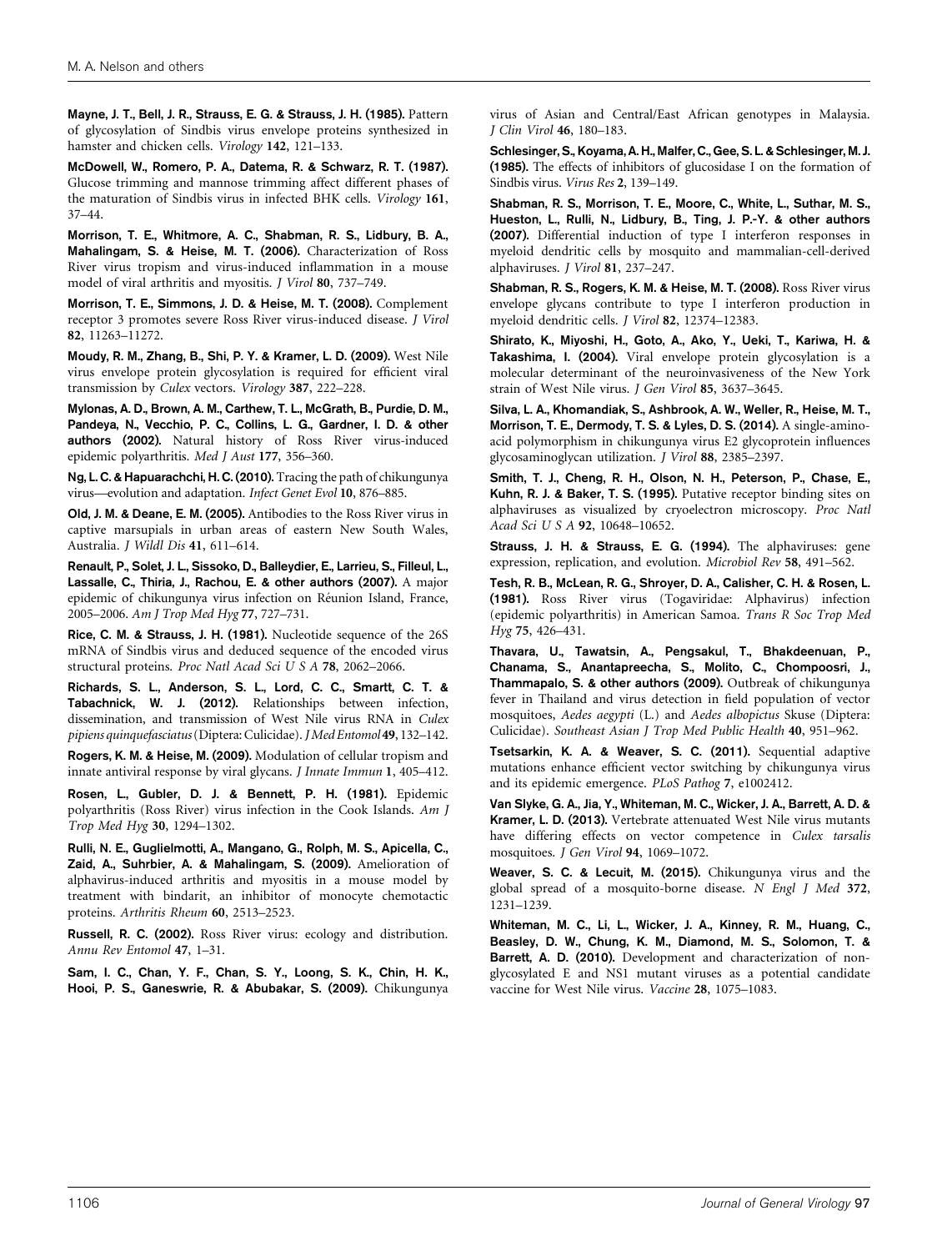**Mayne, J. T., Bell, J. R., Strauss, E. G. & Strauss, J. H. (1985).** Pattern of glycosylation of Sindbis virus envelope proteins synthesized in hamster and chicken cells. *Virology* **142**, 121–133.

**McDowell, W., Romero, P. A., Datema, R. & Schwarz, R. T. (1987).** Glucose trimming and mannose trimming affect different phases of the maturation of Sindbis virus in infected BHK cells. *Virology* **161**, 37–44.

**Morrison, T. E., Whitmore, A. C., Shabman, R. S., Lidbury, B. A., Mahalingam, S. & Heise, M. T. (2006).** Characterization of Ross River virus tropism and virus-induced inflammation in a mouse model of viral arthritis and myositis. *J Virol* **80**, 737–749.

**Morrison, T. E., Simmons, J. D. & Heise, M. T. (2008).** Complement receptor 3 promotes severe Ross River virus-induced disease. *J Virol* **82**, 11263–11272.

**Moudy, R. M., Zhang, B., Shi, P. Y. & Kramer, L. D. (2009).** West Nile virus envelope protein glycosylation is required for efficient viral transmission by *Culex* vectors. *Virology* **387**, 222–228.

**Mylonas, A. D., Brown, A. M., Carthew, T. L., McGrath, B., Purdie, D. M., Pandeya, N., Vecchio, P. C., Collins, L. G., Gardner, I. D. & other authors (2002).** Natural history of Ross River virus-induced epidemic polyarthritis. *Med J Aust* **177**, 356–360.

**Ng, L. C. & Hapuarachchi, H. C. (2010).** Tracing the path of chikungunya virus—evolution and adaptation. *Infect Genet Evol* **10**, 876–885.

**Old, J. M. & Deane, E. M. (2005).** Antibodies to the Ross River virus in captive marsupials in urban areas of eastern New South Wales, Australia. *J Wildl Dis* **41**, 611–614.

**Renault, P., Solet, J. L., Sissoko, D., Balleydier, E., Larrieu, S., Filleul, L., Lassalle, C., Thiria, J., Rachou, E. & other authors (2007).** A major epidemic of chikungunya virus infection on Réunion Island, France, 2005–2006. *Am J Trop Med Hyg* **77**, 727–731.

**Rice, C. M. & Strauss, J. H. (1981).** Nucleotide sequence of the 26S mRNA of Sindbis virus and deduced sequence of the encoded virus structural proteins. *Proc Natl Acad Sci U S A* **78**, 2062–2066.

**Richards, S. L., Anderson, S. L., Lord, C. C., Smartt, C. T. & Tabachnick, W. J. (2012).** Relationships between infection, dissemination, and transmission of West Nile virus RNA in *Culex pipiens quinquefasciatus* (Diptera: Culicidae). *J Med Entomol* **49**, 132–142.

**Rogers, K. M. & Heise, M. (2009).** Modulation of cellular tropism and innate antiviral response by viral glycans. *J Innate Immun* **1**, 405–412.

**Rosen, L., Gubler, D. J. & Bennett, P. H. (1981).** Epidemic polyarthritis (Ross River) virus infection in the Cook Islands. *Am J Trop Med Hyg* **30**, 1294–1302.

**Rulli, N. E., Guglielmotti, A., Mangano, G., Rolph, M. S., Apicella, C., Zaid, A., Suhrbier, A. & Mahalingam, S. (2009).** Amelioration of alphavirus-induced arthritis and myositis in a mouse model by treatment with bindarit, an inhibitor of monocyte chemotactic proteins. *Arthritis Rheum* **60**, 2513–2523.

**Russell, R. C. (2002).** Ross River virus: ecology and distribution. *Annu Rev Entomol* **47**, 1–31.

**Sam, I. C., Chan, Y. F., Chan, S. Y., Loong, S. K., Chin, H. K., Hooi, P. S., Ganeswrie, R. & Abubakar, S. (2009).** Chikungunya virus of Asian and Central/East African genotypes in Malaysia. *J Clin Virol* **46**, 180–183.

**Schlesinger, S., Koyama, A. H., Malfer, C., Gee, S. L. & Schlesinger, M. J. (1985).** The effects of inhibitors of glucosidase I on the formation of Sindbis virus. *Virus Res* **2**, 139–149.

**Shabman, R. S., Morrison, T. E., Moore, C., White, L., Suthar, M. S., Hueston, L., Rulli, N., Lidbury, B., Ting, J. P.-Y. & other authors (2007).** Differential induction of type I interferon responses in myeloid dendritic cells by mosquito and mammalian-cell-derived alphaviruses. *J Virol* **81**, 237–247.

**Shabman, R. S., Rogers, K. M. & Heise, M. T. (2008).** Ross River virus envelope glycans contribute to type I interferon production in myeloid dendritic cells. *J Virol* **82**, 12374–12383.

**Shirato, K., Miyoshi, H., Goto, A., Ako, Y., Ueki, T., Kariwa, H. & Takashima, I. (2004).** Viral envelope protein glycosylation is a molecular determinant of the neuroinvasiveness of the New York strain of West Nile virus. *J Gen Virol* **85**, 3637–3645.

**Silva, L. A., Khomandiak, S., Ashbrook, A. W., Weller, R., Heise, M. T., Morrison, T. E., Dermody, T. S. & Lyles, D. S. (2014).** A single-amino-acid polymorphism in chikungunya virus E2 glycoprotein influences glycosaminoglycan utilization. *J Virol* **88**, 2385–2397.

**Smith, T. J., Cheng, R. H., Olson, N. H., Peterson, P., Chase, E., Kuhn, R. J. & Baker, T. S. (1995).** Putative receptor binding sites on alphaviruses as visualized by cryoelectron microscopy. *Proc Natl Acad Sci U S A* **92**, 10648–10652.

**Strauss, J. H. & Strauss, E. G. (1994).** The alphaviruses: gene expression, replication, and evolution. *Microbiol Rev* **58**, 491–562.

**Tesh, R. B., McLean, R. G., Shroyer, D. A., Calisher, C. H. & Rosen, L. (1981).** Ross River virus (Togaviridae: Alphavirus) infection (epidemic polyarthritis) in American Samoa. *Trans R Soc Trop Med Hyg* **75**, 426–431.

**Thavara, U., Tawatsin, A., Pengsakul, T., Bhakdeenuan, P., Chanama, S., Anantapreecha, S., Molito, C., Chompoosri, J., Thammapalo, S. & other authors (2009).** Outbreak of chikungunya fever in Thailand and virus detection in field population of vector mosquitoes, *Aedes aegypti* (L.) and *Aedes albopictus* Skuse (Diptera: Culicidae). *Southeast Asian J Trop Med Public Health* **40**, 951–962.

**Tsetsarkin, K. A. & Weaver, S. C. (2011).** Sequential adaptive mutations enhance efficient vector switching by chikungunya virus and its epidemic emergence. *PLoS Pathog* **7**, e1002412.

**Van Slyke, G. A., Jia, Y., Whiteman, M. C., Wicker, J. A., Barrett, A. D. & Kramer, L. D. (2013).** Vertebrate attenuated West Nile virus mutants have differing effects on vector competence in *Culex tarsalis* mosquitoes. *J Gen Virol* **94**, 1069–1072.

**Weaver, S. C. & Lecuit, M. (2015).** Chikungunya virus and the global spread of a mosquito-borne disease. *N Engl J Med* **372**, 1231–1239.

**Whiteman, M. C., Li, L., Wicker, J. A., Kinney, R. M., Huang, C., Beasley, D. W., Chung, K. M., Diamond, M. S., Solomon, T. & Barrett, A. D. (2010).** Development and characterization of non-glycosylated E and NS1 mutant viruses as a potential candidate vaccine for West Nile virus. *Vaccine* **28**, 1075–1083.